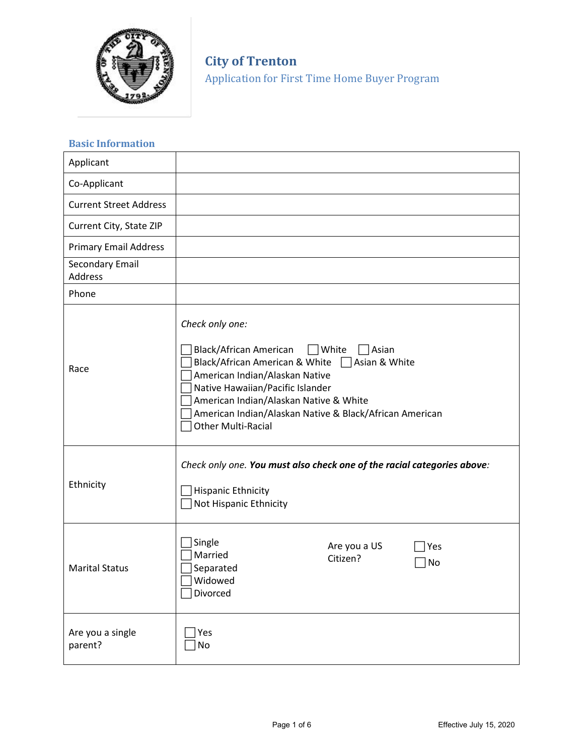# City of Trenton

## Application for First Time Home Buyer Program

### Basic Information

| | |
|---|---|
| Applicant | |
| Co-Applicant | |
| Current Street Address | |
| Current City, State ZIP | |
| Primary Email Address | |
| Secondary Email Address | |
| Phone | |
| Race | *Check only one:*<br><br>☐ Black/African American ☐ White ☐ Asian<br>☐ Black/African American & White ☐ Asian & White<br>☐ American Indian/Alaskan Native<br>☐ Native Hawaiian/Pacific Islander<br>☐ American Indian/Alaskan Native & White<br>☐ American Indian/Alaskan Native & Black/African American<br>☐ Other Multi-Racial |
| Ethnicity | *Check only one.* ***You must also check one of the racial categories above:***<br><br>☐ Hispanic Ethnicity<br>☐ Not Hispanic Ethnicity |
| Marital Status | ☐ Single<br>☐ Married<br>☐ Separated<br>☐ Widowed<br>☐ Divorced<br><br>Are you a US Citizen? ☐ Yes ☐ No |
| Are you a single parent? | ☐ Yes<br>☐ No |

Effective July 15, 2020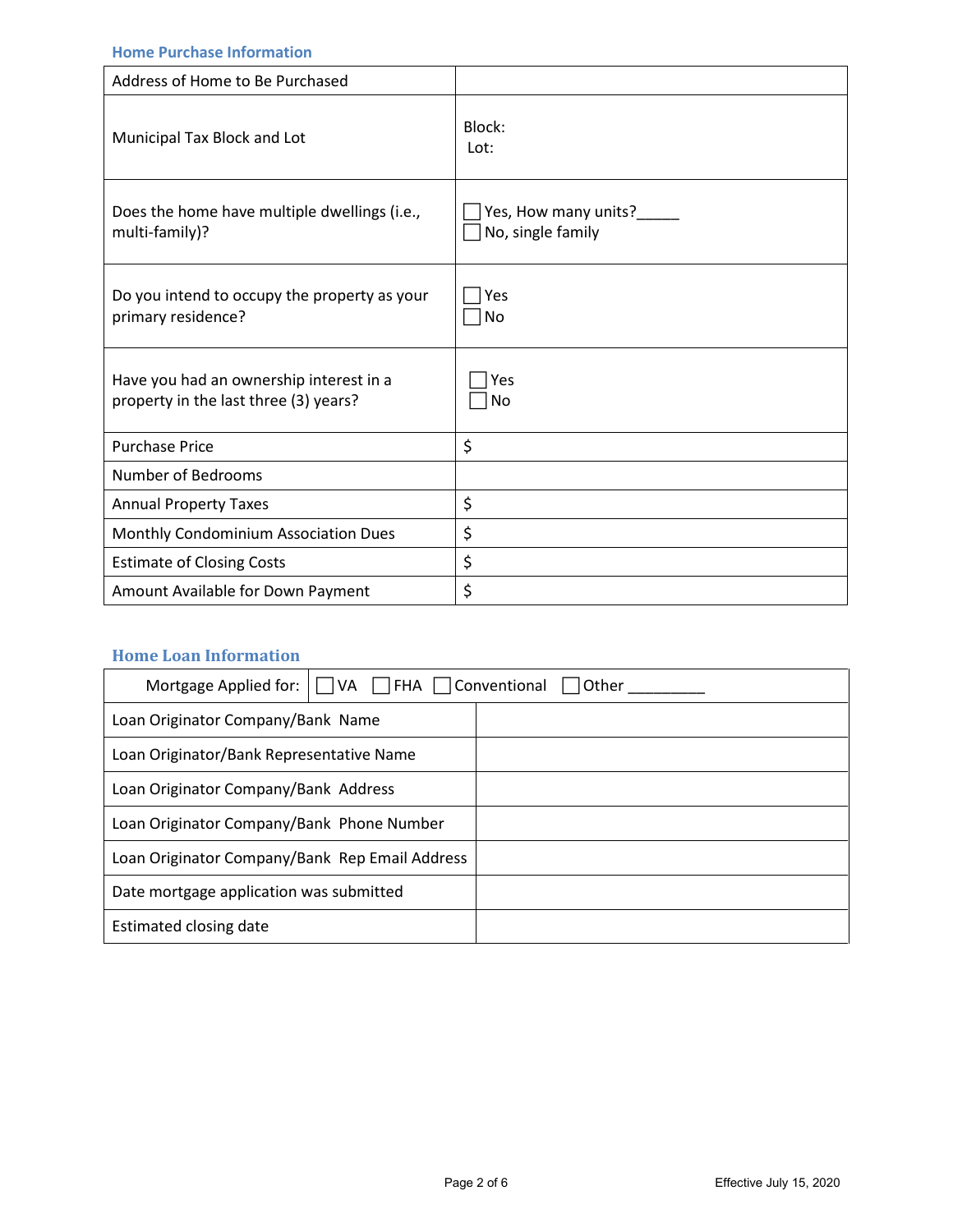## Home Purchase Information

| | |
|---|---|
| Address of Home to Be Purchased | |
| Municipal Tax Block and Lot | Block:<br>Lot: |
| Does the home have multiple dwellings (i.e., multi-family)? | ☐ Yes, How many units?_____<br>☐ No, single family |
| Do you intend to occupy the property as your primary residence? | ☐ Yes<br>☐ No |
| Have you had an ownership interest in a property in the last three (3) years? | ☐ Yes<br>☐ No |
| Purchase Price | $ |
| Number of Bedrooms | |
| Annual Property Taxes | $ |
| Monthly Condominium Association Dues | $ |
| Estimate of Closing Costs | $ |
| Amount Available for Down Payment | $ |

## Home Loan Information

| | |
|---|---|
| Mortgage Applied for: | ☐ VA ☐ FHA ☐ Conventional ☐ Other _________ |
| Loan Originator Company/Bank Name | |
| Loan Originator/Bank Representative Name | |
| Loan Originator Company/Bank Address | |
| Loan Originator Company/Bank Phone Number | |
| Loan Originator Company/Bank Rep Email Address | |
| Date mortgage application was submitted | |
| Estimated closing date | |

Effective July 15, 2020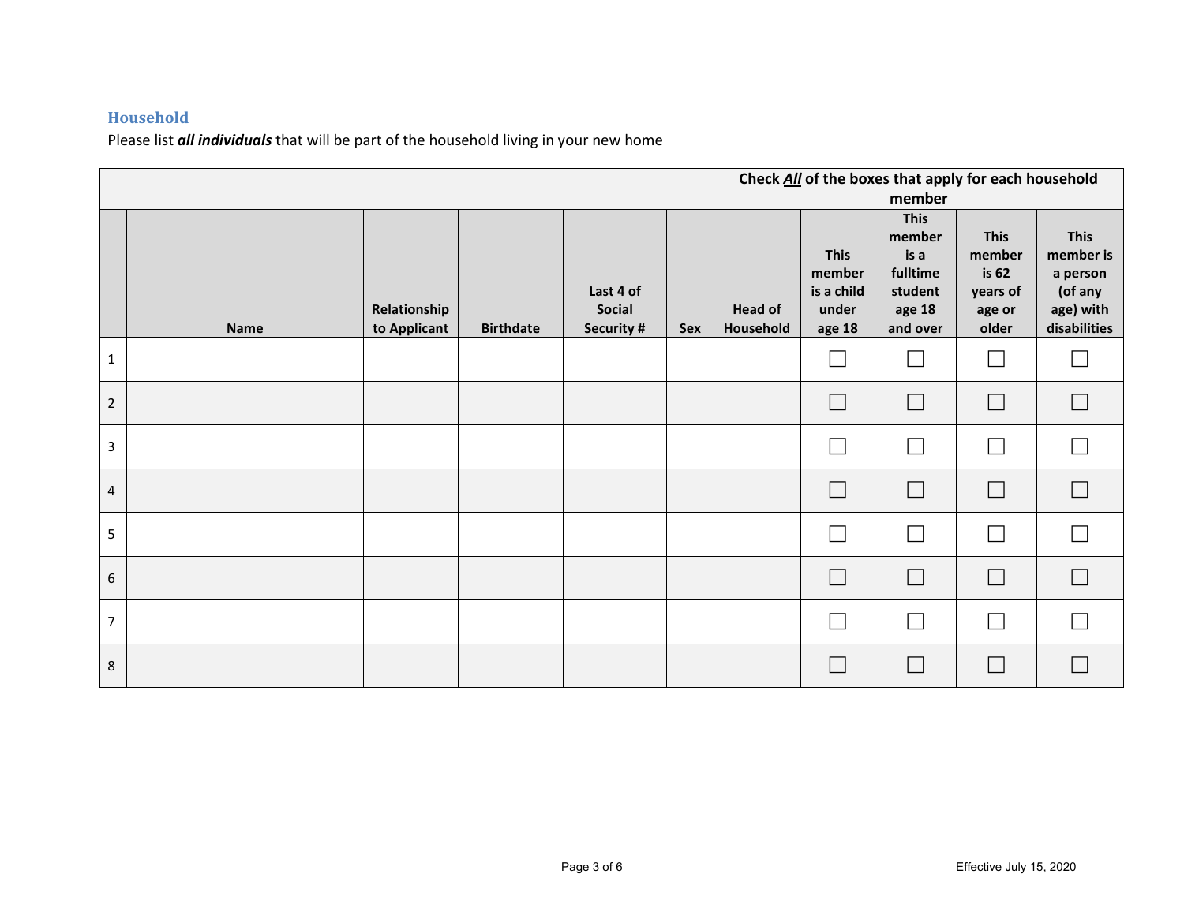## Household

Please list ***all individuals*** that will be part of the household living in your new home

| | | | | | | Check ***All*** of the boxes that apply for each household member | | | | |
|---|---|---|---|---|---|---|---|---|---|---|
| | **Name** | **Relationship to Applicant** | **Birthdate** | **Last 4 of Social Security #** | **Sex** | **Head of Household** | **This member is a child under age 18** | **This member is a fulltime student age 18 and over** | **This member is 62 years of age or older** | **This member is a person (of any age) with disabilities** |
| 1 | | | | | | | ☐ | ☐ | ☐ | ☐ |
| 2 | | | | | | | ☐ | ☐ | ☐ | ☐ |
| 3 | | | | | | | ☐ | ☐ | ☐ | ☐ |
| 4 | | | | | | | ☐ | ☐ | ☐ | ☐ |
| 5 | | | | | | | ☐ | ☐ | ☐ | ☐ |
| 6 | | | | | | | ☐ | ☐ | ☐ | ☐ |
| 7 | | | | | | | ☐ | ☐ | ☐ | ☐ |
| 8 | | | | | | | ☐ | ☐ | ☐ | ☐ |

Effective July 15, 2020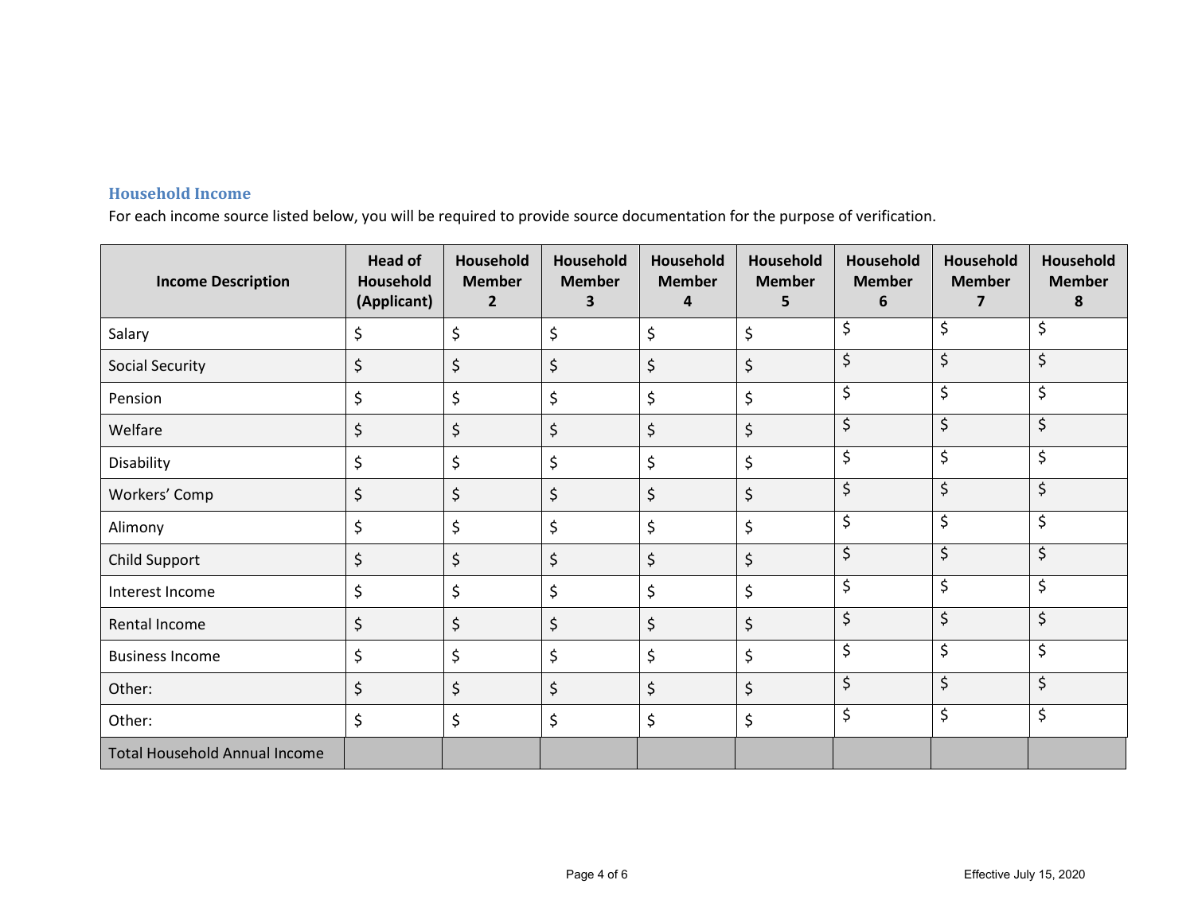## Household Income

For each income source listed below, you will be required to provide source documentation for the purpose of verification.

| Income Description | Head of Household (Applicant) | Household Member 2 | Household Member 3 | Household Member 4 | Household Member 5 | Household Member 6 | Household Member 7 | Household Member 8 |
|---|---|---|---|---|---|---|---|---|
| Salary | $ | $ | $ | $ | $ | $ | $ | $ |
| Social Security | $ | $ | $ | $ | $ | $ | $ | $ |
| Pension | $ | $ | $ | $ | $ | $ | $ | $ |
| Welfare | $ | $ | $ | $ | $ | $ | $ | $ |
| Disability | $ | $ | $ | $ | $ | $ | $ | $ |
| Workers’ Comp | $ | $ | $ | $ | $ | $ | $ | $ |
| Alimony | $ | $ | $ | $ | $ | $ | $ | $ |
| Child Support | $ | $ | $ | $ | $ | $ | $ | $ |
| Interest Income | $ | $ | $ | $ | $ | $ | $ | $ |
| Rental Income | $ | $ | $ | $ | $ | $ | $ | $ |
| Business Income | $ | $ | $ | $ | $ | $ | $ | $ |
| Other: | $ | $ | $ | $ | $ | $ | $ | $ |
| Other: | $ | $ | $ | $ | $ | $ | $ | $ |
| Total Household Annual Income | | | | | | | | |

Effective July 15, 2020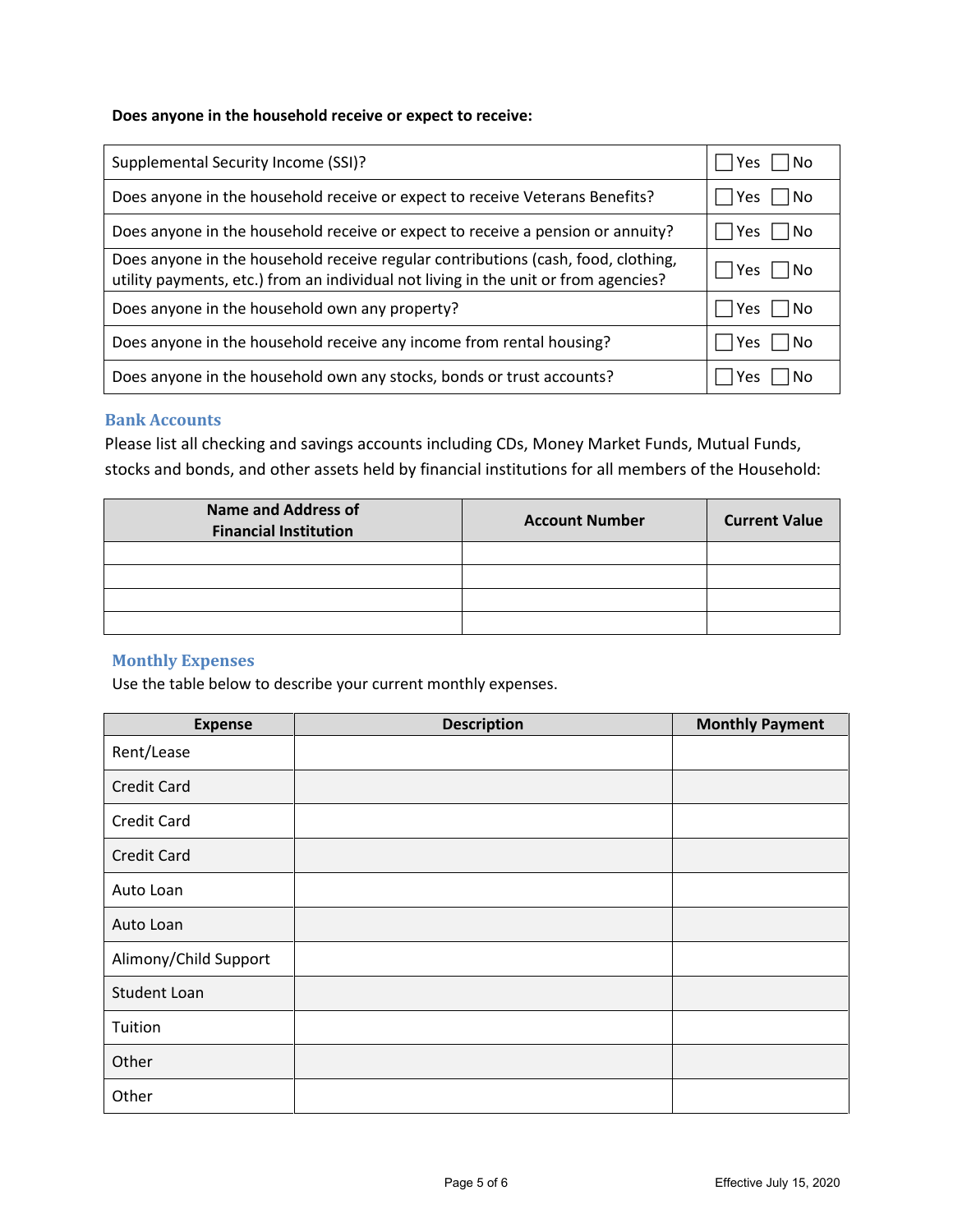**Does anyone in the household receive or expect to receive:**

| | |
|---|---|
| Supplemental Security Income (SSI)? | ☐ Yes ☐ No |
| Does anyone in the household receive or expect to receive Veterans Benefits? | ☐ Yes ☐ No |
| Does anyone in the household receive or expect to receive a pension or annuity? | ☐ Yes ☐ No |
| Does anyone in the household receive regular contributions (cash, food, clothing, utility payments, etc.) from an individual not living in the unit or from agencies? | ☐ Yes ☐ No |
| Does anyone in the household own any property? | ☐ Yes ☐ No |
| Does anyone in the household receive any income from rental housing? | ☐ Yes ☐ No |
| Does anyone in the household own any stocks, bonds or trust accounts? | ☐ Yes ☐ No |

## Bank Accounts

Please list all checking and savings accounts including CDs, Money Market Funds, Mutual Funds, stocks and bonds, and other assets held by financial institutions for all members of the Household:

| Name and Address of Financial Institution | Account Number | Current Value |
|---|---|---|
| | | |
| | | |
| | | |
| | | |

## Monthly Expenses

Use the table below to describe your current monthly expenses.

| Expense | Description | Monthly Payment |
|---|---|---|
| Rent/Lease | | |
| Credit Card | | |
| Credit Card | | |
| Credit Card | | |
| Auto Loan | | |
| Auto Loan | | |
| Alimony/Child Support | | |
| Student Loan | | |
| Tuition | | |
| Other | | |
| Other | | |

Effective July 15, 2020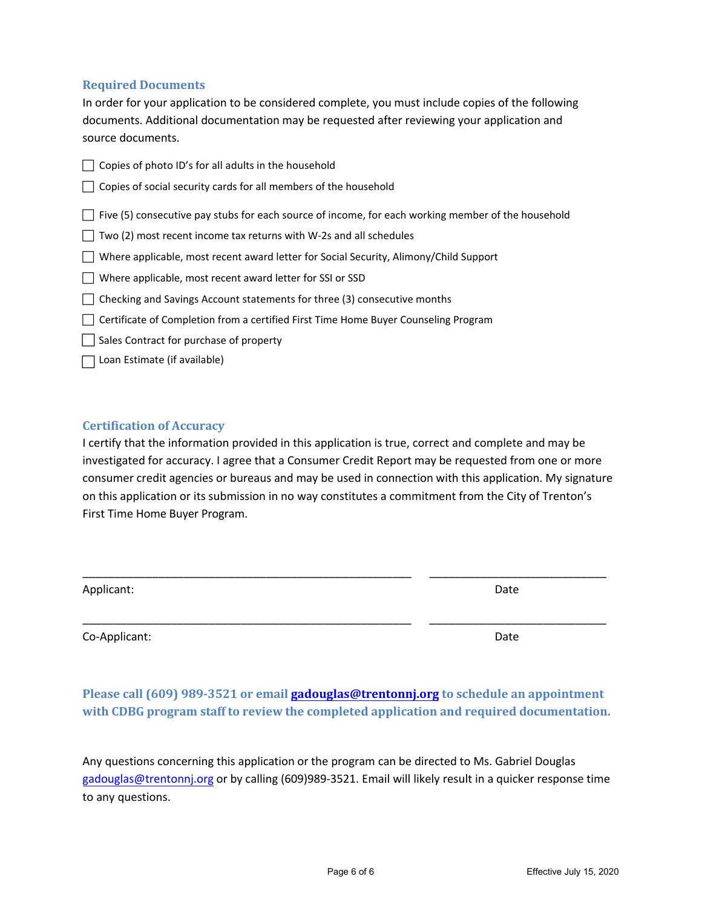## Required Documents

In order for your application to be considered complete, you must include copies of the following documents. Additional documentation may be requested after reviewing your application and source documents.

- [ ] Copies of photo ID's for all adults in the household
- [ ] Copies of social security cards for all members of the household
- [ ] Five (5) consecutive pay stubs for each source of income, for each working member of the household
- [ ] Two (2) most recent income tax returns with W-2s and all schedules
- [ ] Where applicable, most recent award letter for Social Security, Alimony/Child Support
- [ ] Where applicable, most recent award letter for SSI or SSD
- [ ] Checking and Savings Account statements for three (3) consecutive months
- [ ] Certificate of Completion from a certified First Time Home Buyer Counseling Program
- [ ] Sales Contract for purchase of property
- [ ] Loan Estimate (if available)

## Certification of Accuracy

I certify that the information provided in this application is true, correct and complete and may be investigated for accuracy. I agree that a Consumer Credit Report may be requested from one or more consumer credit agencies or bureaus and may be used in connection with this application. My signature on this application or its submission in no way constitutes a commitment from the City of Trenton's First Time Home Buyer Program.

______________________________________________________ &nbsp;&nbsp; _____________________________

Applicant: Date

______________________________________________________ &nbsp;&nbsp; _____________________________

Co-Applicant: Date

**Please call (609) 989-3521 or email [gadouglas@trentonnj.org](mailto:gadouglas@trentonnj.org) to schedule an appointment with CDBG program staff to review the completed application and required documentation.**

Any questions concerning this application or the program can be directed to Ms. Gabriel Douglas [gadouglas@trentonnj.org](mailto:gadouglas@trentonnj.org) or by calling (609)989-3521. Email will likely result in a quicker response time to any questions.

Effective July 15, 2020